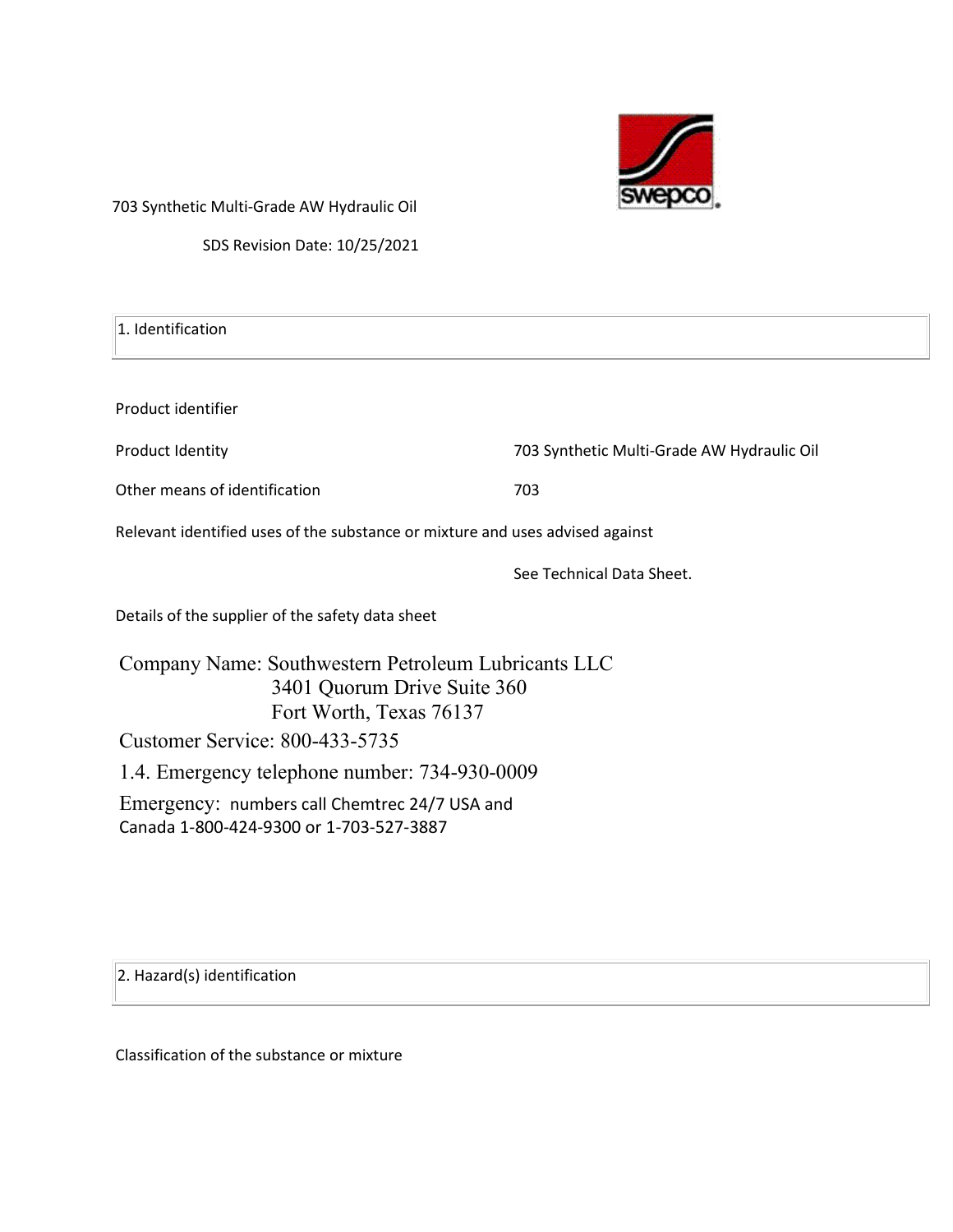703 Synthetic Multi-Grade AW Hydraulic Oil

SDS Revision Date: 10/25/2021

## 1. Identification

Product identifier

| | |
|---|---|
| Product Identity | 703 Synthetic Multi-Grade AW Hydraulic Oil |
| Other means of identification | 703 |

Relevant identified uses of the substance or mixture and uses advised against

See Technical Data Sheet.

Details of the supplier of the safety data sheet

Company Name: Southwestern Petroleum Lubricants LLC
3401 Quorum Drive Suite 360
Fort Worth, Texas 76137

Customer Service: 800-433-5735

1.4. Emergency telephone number: 734-930-0009

Emergency: numbers call Chemtrec 24/7 USA and Canada 1-800-424-9300 or 1-703-527-3887

## 2. Hazard(s) identification

Classification of the substance or mixture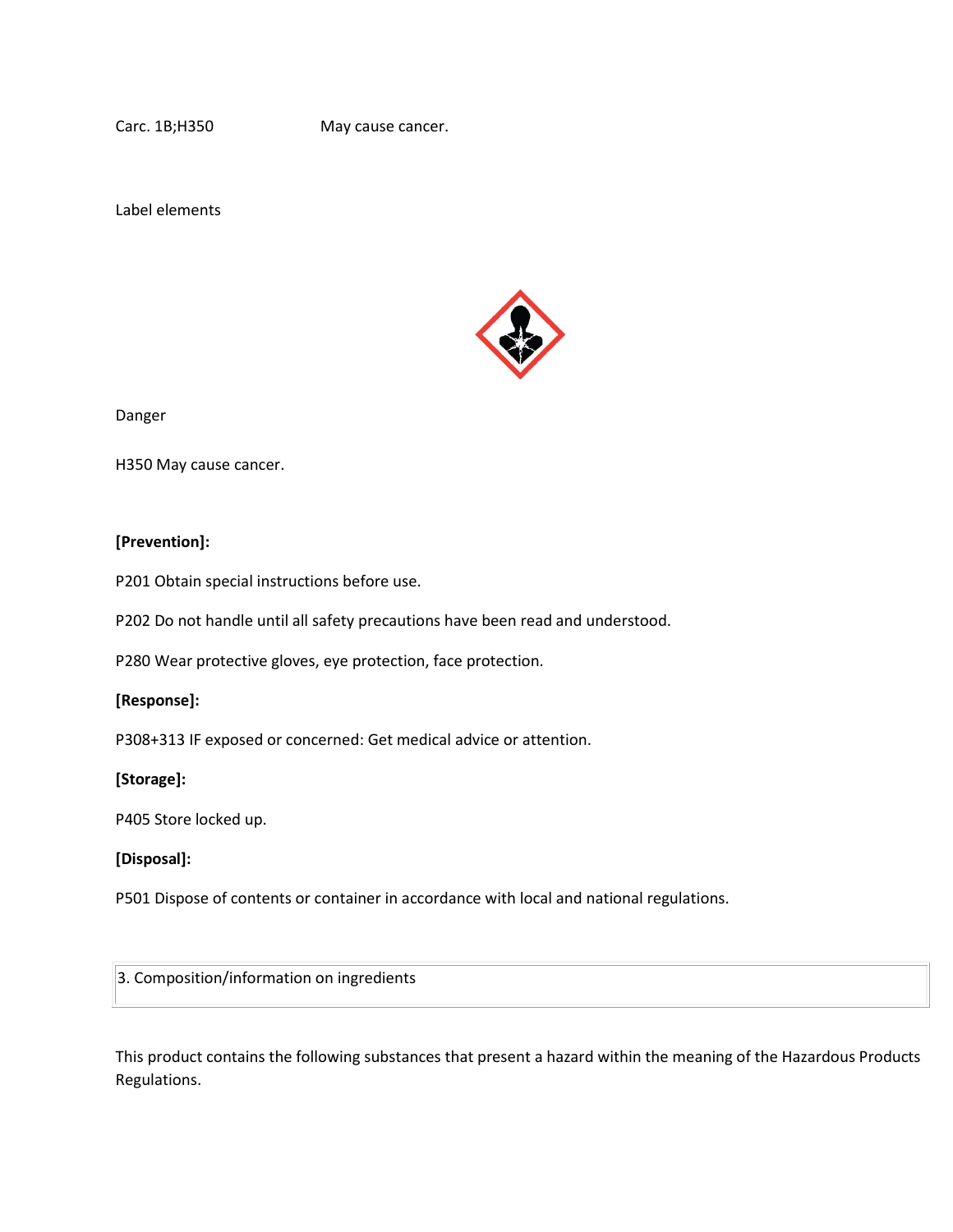Carc. 1B;H350 May cause cancer.

Label elements

Danger

H350 May cause cancer.

**[Prevention]:**

P201 Obtain special instructions before use.

P202 Do not handle until all safety precautions have been read and understood.

P280 Wear protective gloves, eye protection, face protection.

**[Response]:**

P308+313 IF exposed or concerned: Get medical advice or attention.

**[Storage]:**

P405 Store locked up.

**[Disposal]:**

P501 Dispose of contents or container in accordance with local and national regulations.

## 3. Composition/information on ingredients

This product contains the following substances that present a hazard within the meaning of the Hazardous Products Regulations.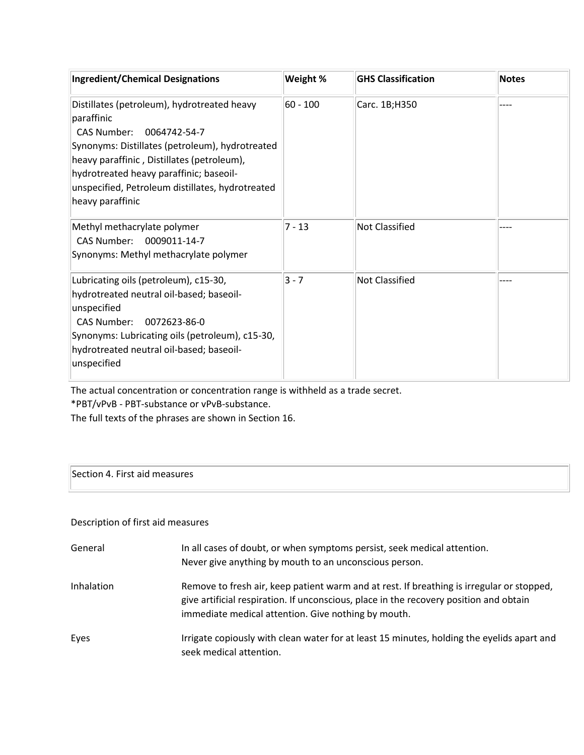| Ingredient/Chemical Designations | Weight % | GHS Classification | Notes |
|---|---|---|---|
| Distillates (petroleum), hydrotreated heavy paraffinic<br>CAS Number: 0064742-54-7<br>Synonyms: Distillates (petroleum), hydrotreated heavy paraffinic , Distillates (petroleum), hydrotreated heavy paraffinic; baseoil-unspecified, Petroleum distillates, hydrotreated heavy paraffinic | 60 - 100 | Carc. 1B;H350 | ---- |
| Methyl methacrylate polymer<br>CAS Number: 0009011-14-7<br>Synonyms: Methyl methacrylate polymer | 7 - 13 | Not Classified | ---- |
| Lubricating oils (petroleum), c15-30, hydrotreated neutral oil-based; baseoil-unspecified<br>CAS Number: 0072623-86-0<br>Synonyms: Lubricating oils (petroleum), c15-30, hydrotreated neutral oil-based; baseoil-unspecified | 3 - 7 | Not Classified | ---- |

The actual concentration or concentration range is withheld as a trade secret.
*PBT/vPvB - PBT-substance or vPvB-substance.
The full texts of the phrases are shown in Section 16.

## Section 4. First aid measures

Description of first aid measures

| | |
|---|---|
| General | In all cases of doubt, or when symptoms persist, seek medical attention.<br>Never give anything by mouth to an unconscious person. |
| Inhalation | Remove to fresh air, keep patient warm and at rest. If breathing is irregular or stopped, give artificial respiration. If unconscious, place in the recovery position and obtain immediate medical attention. Give nothing by mouth. |
| Eyes | Irrigate copiously with clean water for at least 15 minutes, holding the eyelids apart and seek medical attention. |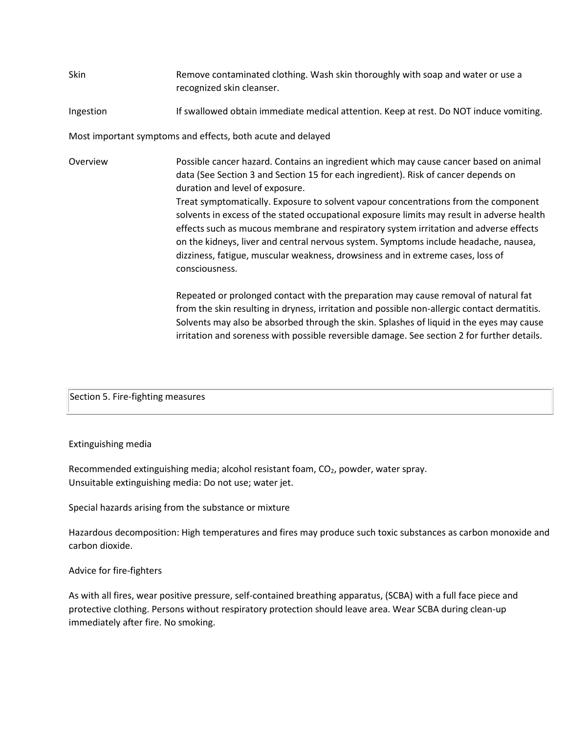| | |
|---|---|
| Skin | Remove contaminated clothing. Wash skin thoroughly with soap and water or use a recognized skin cleanser. |
| Ingestion | If swallowed obtain immediate medical attention. Keep at rest. Do NOT induce vomiting. |

Most important symptoms and effects, both acute and delayed

| | |
|---|---|
| Overview | Possible cancer hazard. Contains an ingredient which may cause cancer based on animal data (See Section 3 and Section 15 for each ingredient). Risk of cancer depends on duration and level of exposure.<br>Treat symptomatically. Exposure to solvent vapour concentrations from the component solvents in excess of the stated occupational exposure limits may result in adverse health effects such as mucous membrane and respiratory system irritation and adverse effects on the kidneys, liver and central nervous system. Symptoms include headache, nausea, dizziness, fatigue, muscular weakness, drowsiness and in extreme cases, loss of consciousness.<br><br>Repeated or prolonged contact with the preparation may cause removal of natural fat from the skin resulting in dryness, irritation and possible non-allergic contact dermatitis. Solvents may also be absorbed through the skin. Splashes of liquid in the eyes may cause irritation and soreness with possible reversible damage. See section 2 for further details. |

## Section 5. Fire-fighting measures

Extinguishing media

Recommended extinguishing media; alcohol resistant foam, $CO_2$, powder, water spray.
Unsuitable extinguishing media: Do not use; water jet.

Special hazards arising from the substance or mixture

Hazardous decomposition: High temperatures and fires may produce such toxic substances as carbon monoxide and carbon dioxide.

Advice for fire-fighters

As with all fires, wear positive pressure, self-contained breathing apparatus, (SCBA) with a full face piece and protective clothing. Persons without respiratory protection should leave area. Wear SCBA during clean-up immediately after fire. No smoking.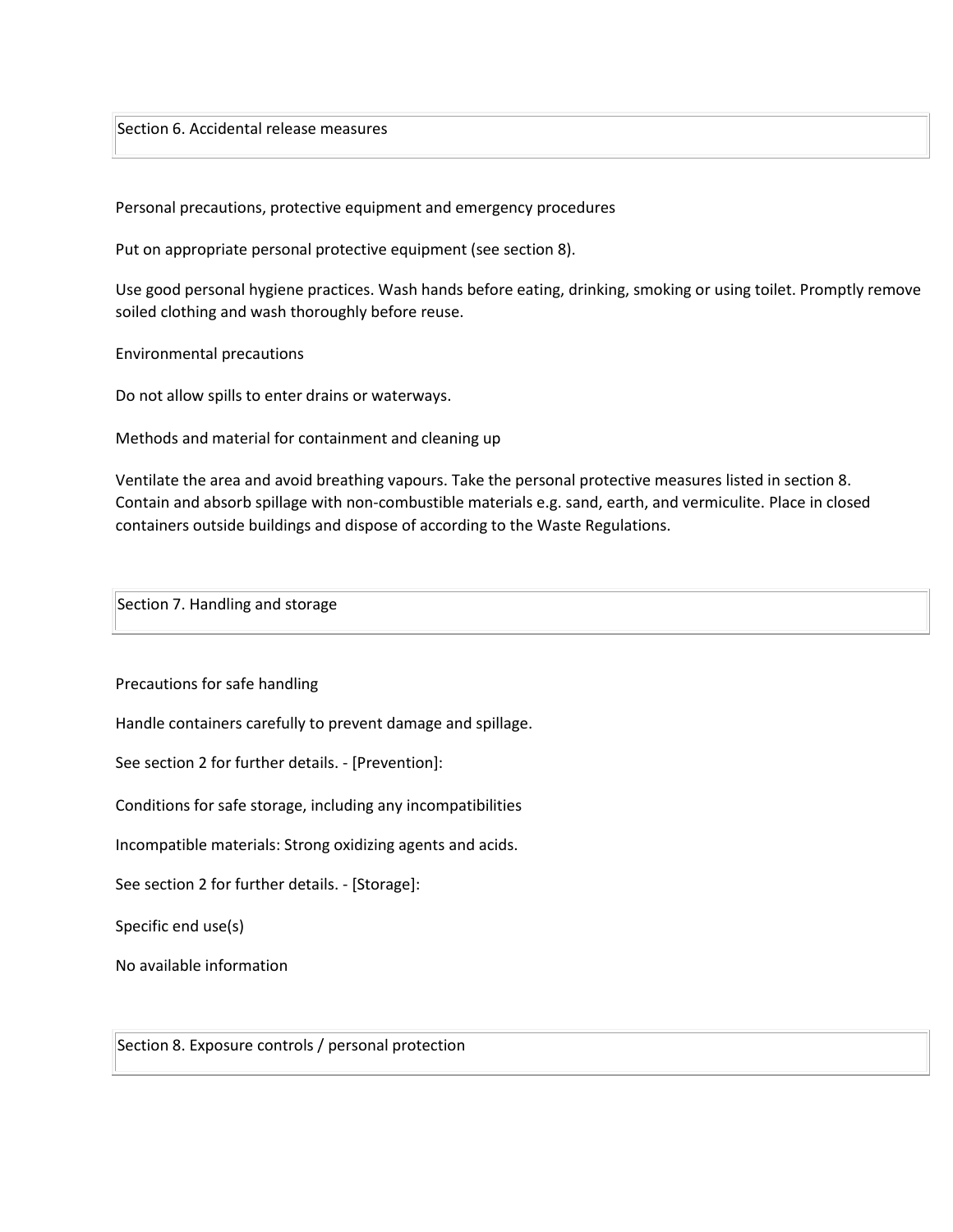## Section 6. Accidental release measures

Personal precautions, protective equipment and emergency procedures

Put on appropriate personal protective equipment (see section 8).

Use good personal hygiene practices. Wash hands before eating, drinking, smoking or using toilet. Promptly remove soiled clothing and wash thoroughly before reuse.

Environmental precautions

Do not allow spills to enter drains or waterways.

Methods and material for containment and cleaning up

Ventilate the area and avoid breathing vapours. Take the personal protective measures listed in section 8. Contain and absorb spillage with non-combustible materials e.g. sand, earth, and vermiculite. Place in closed containers outside buildings and dispose of according to the Waste Regulations.

## Section 7. Handling and storage

Precautions for safe handling

Handle containers carefully to prevent damage and spillage.

See section 2 for further details. - [Prevention]:

Conditions for safe storage, including any incompatibilities

Incompatible materials: Strong oxidizing agents and acids.

See section 2 for further details. - [Storage]:

Specific end use(s)

No available information

## Section 8. Exposure controls / personal protection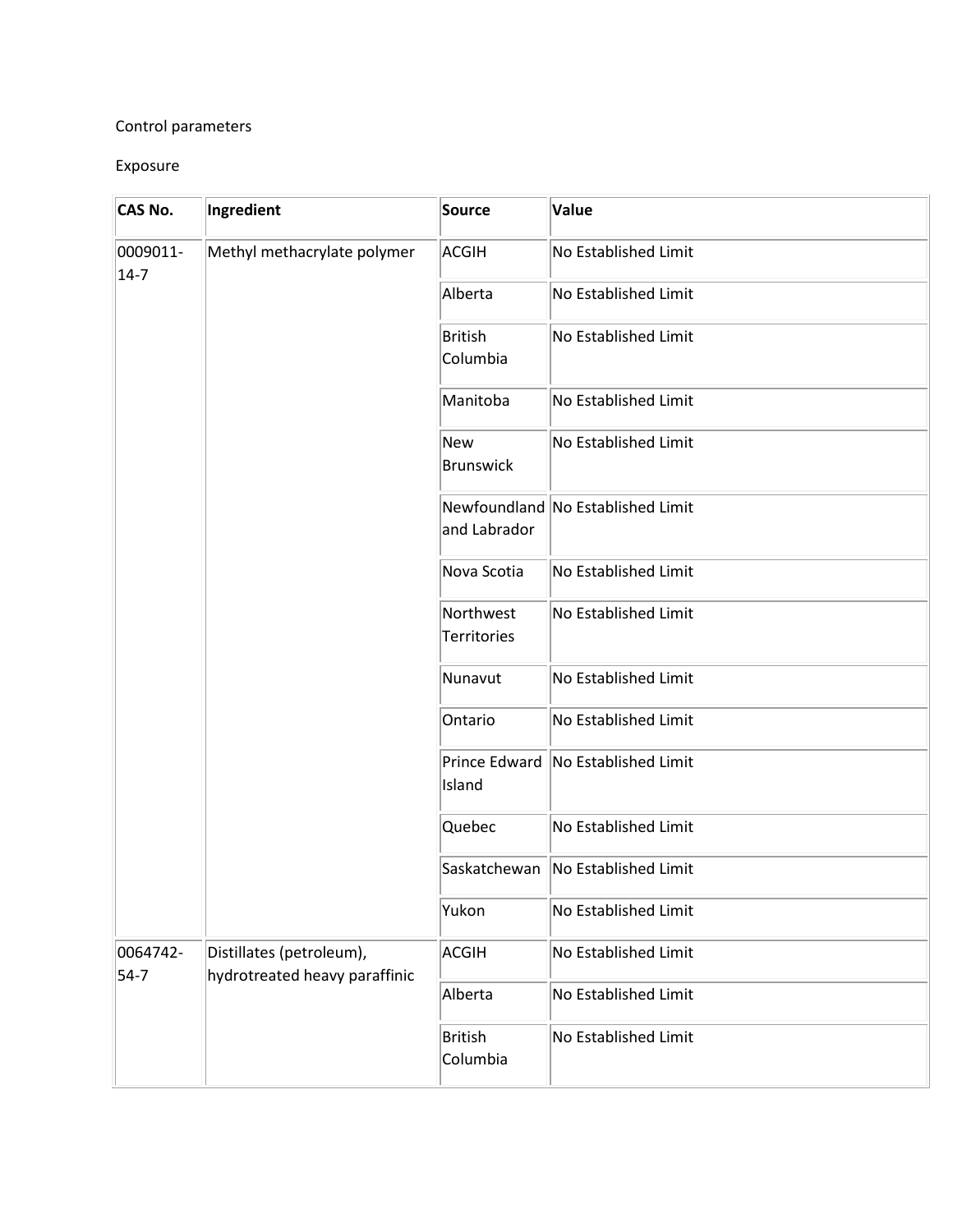Control parameters

Exposure

| CAS No. | Ingredient | Source | Value |
|---|---|---|---|
| 0009011-14-7 | Methyl methacrylate polymer | ACGIH | No Established Limit |
| | | Alberta | No Established Limit |
| | | British Columbia | No Established Limit |
| | | Manitoba | No Established Limit |
| | | New Brunswick | No Established Limit |
| | | Newfoundland and Labrador | No Established Limit |
| | | Nova Scotia | No Established Limit |
| | | Northwest Territories | No Established Limit |
| | | Nunavut | No Established Limit |
| | | Ontario | No Established Limit |
| | | Prince Edward Island | No Established Limit |
| | | Quebec | No Established Limit |
| | | Saskatchewan | No Established Limit |
| | | Yukon | No Established Limit |
| 0064742-54-7 | Distillates (petroleum), hydrotreated heavy paraffinic | ACGIH | No Established Limit |
| | | Alberta | No Established Limit |
| | | British Columbia | No Established Limit |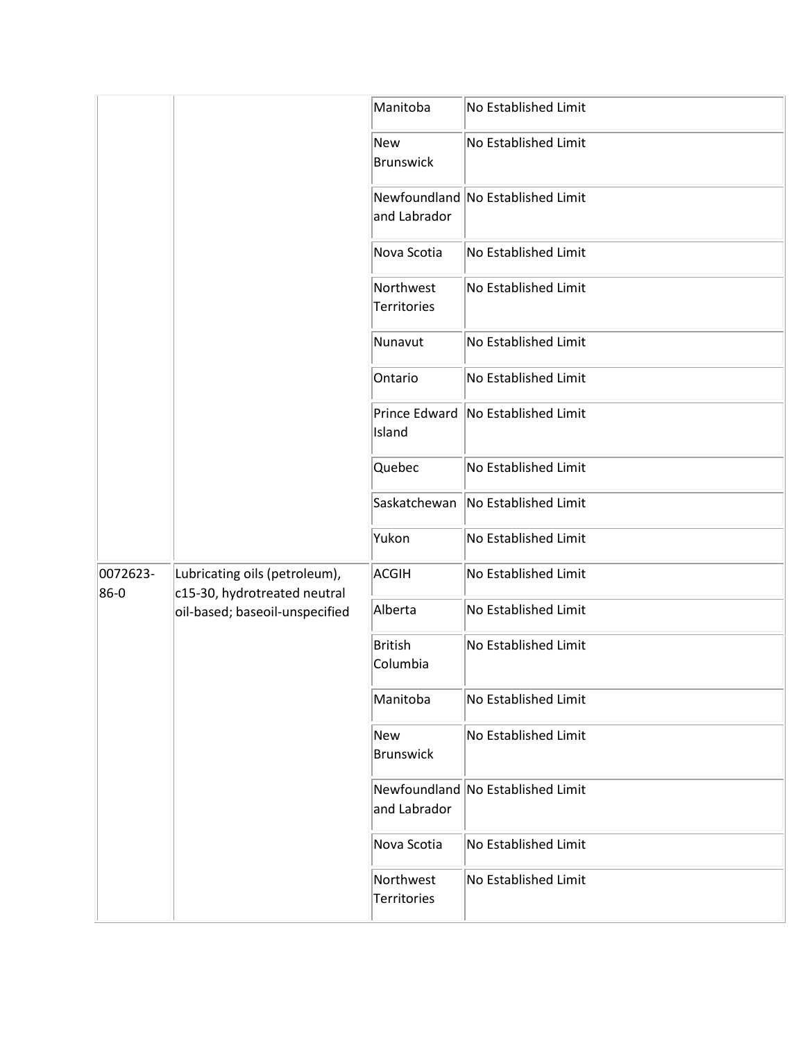| | | Manitoba | No Established Limit |
|---|---|---|---|
| | | New Brunswick | No Established Limit |
| | | Newfoundland and Labrador | No Established Limit |
| | | Nova Scotia | No Established Limit |
| | | Northwest Territories | No Established Limit |
| | | Nunavut | No Established Limit |
| | | Ontario | No Established Limit |
| | | Prince Edward Island | No Established Limit |
| | | Quebec | No Established Limit |
| | | Saskatchewan | No Established Limit |
| | | Yukon | No Established Limit |
| 0072623-86-0 | Lubricating oils (petroleum), c15-30, hydrotreated neutral oil-based; baseoil-unspecified | ACGIH | No Established Limit |
| | | Alberta | No Established Limit |
| | | British Columbia | No Established Limit |
| | | Manitoba | No Established Limit |
| | | New Brunswick | No Established Limit |
| | | Newfoundland and Labrador | No Established Limit |
| | | Nova Scotia | No Established Limit |
| | | Northwest Territories | No Established Limit |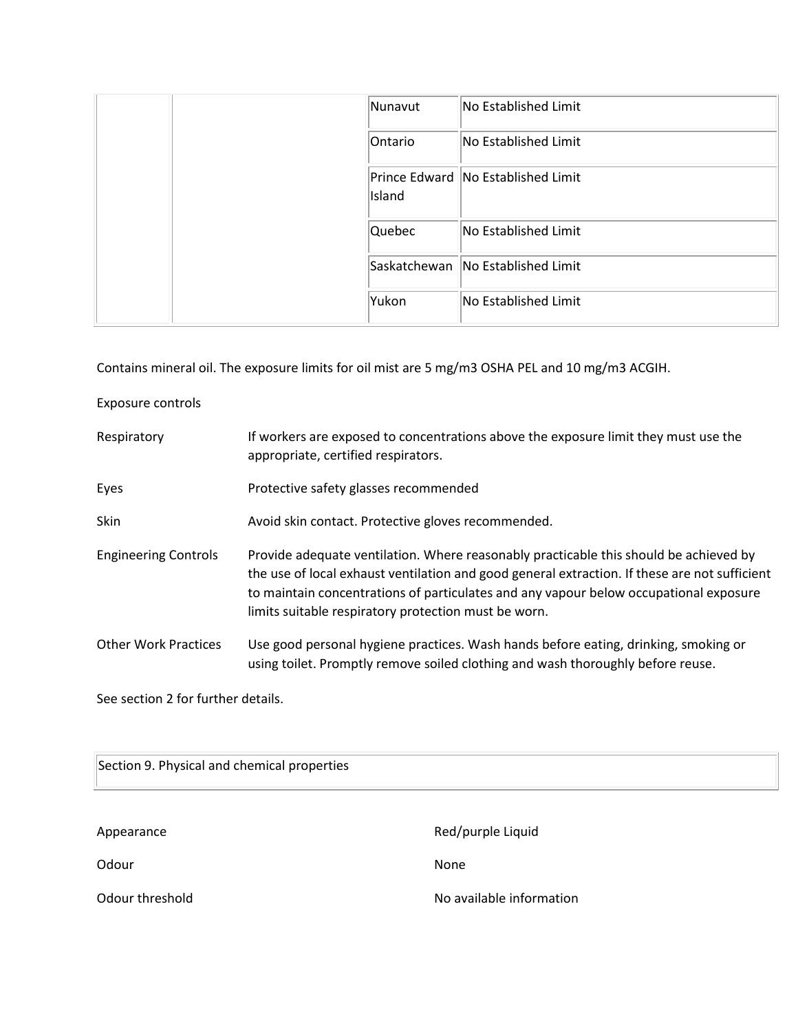| | | | |
|---|---|---|---|
| | | Nunavut | No Established Limit |
| | | Ontario | No Established Limit |
| | | Prince Edward Island | No Established Limit |
| | | Quebec | No Established Limit |
| | | Saskatchewan | No Established Limit |
| | | Yukon | No Established Limit |

Contains mineral oil. The exposure limits for oil mist are 5 mg/m3 OSHA PEL and 10 mg/m3 ACGIH.

Exposure controls

| | |
|---|---|
| Respiratory | If workers are exposed to concentrations above the exposure limit they must use the appropriate, certified respirators. |
| Eyes | Protective safety glasses recommended |
| Skin | Avoid skin contact. Protective gloves recommended. |
| Engineering Controls | Provide adequate ventilation. Where reasonably practicable this should be achieved by the use of local exhaust ventilation and good general extraction. If these are not sufficient to maintain concentrations of particulates and any vapour below occupational exposure limits suitable respiratory protection must be worn. |
| Other Work Practices | Use good personal hygiene practices. Wash hands before eating, drinking, smoking or using toilet. Promptly remove soiled clothing and wash thoroughly before reuse. |

See section 2 for further details.

## Section 9. Physical and chemical properties

| | |
|---|---|
| Appearance | Red/purple Liquid |
| Odour | None |
| Odour threshold | No available information |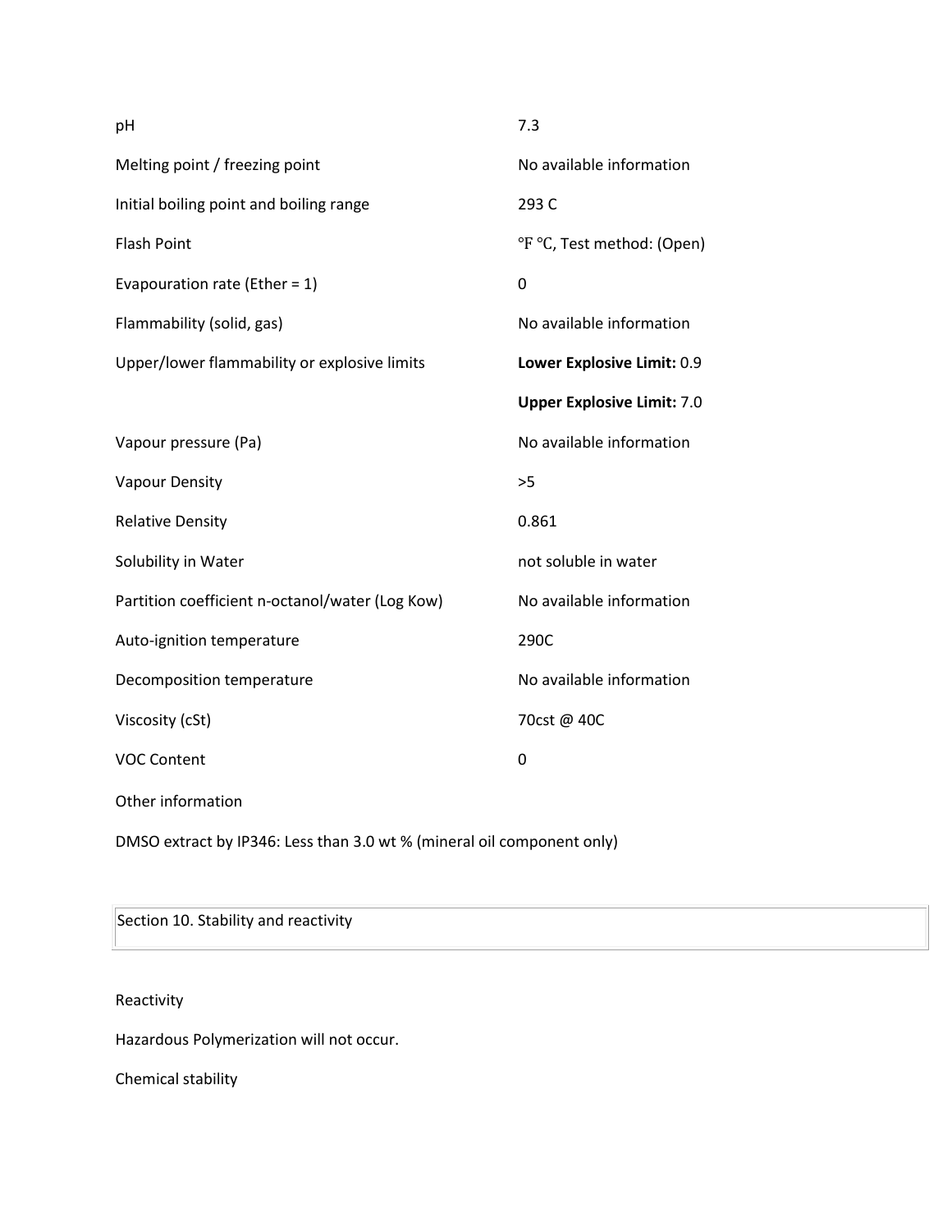| | |
|---|---|
| pH | 7.3 |
| Melting point / freezing point | No available information |
| Initial boiling point and boiling range | 293 C |
| Flash Point | °F °C, Test method: (Open) |
| Evapouration rate (Ether = 1) | 0 |
| Flammability (solid, gas) | No available information |
| Upper/lower flammability or explosive limits | **Lower Explosive Limit:** 0.9 |
| | **Upper Explosive Limit:** 7.0 |
| Vapour pressure (Pa) | No available information |
| Vapour Density | >5 |
| Relative Density | 0.861 |
| Solubility in Water | not soluble in water |
| Partition coefficient n-octanol/water (Log Kow) | No available information |
| Auto-ignition temperature | 290C |
| Decomposition temperature | No available information |
| Viscosity (cSt) | 70cst @ 40C |
| VOC Content | 0 |

Other information

DMSO extract by IP346: Less than 3.0 wt % (mineral oil component only)

## Section 10. Stability and reactivity

Reactivity

Hazardous Polymerization will not occur.

Chemical stability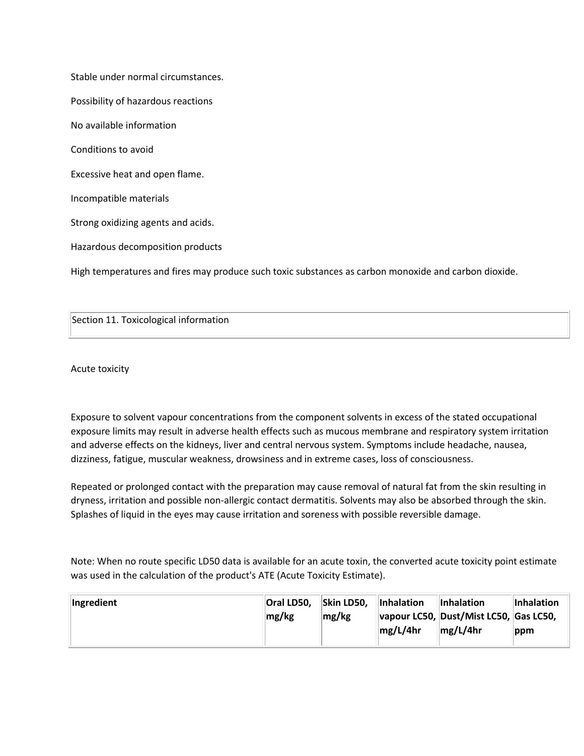Stable under normal circumstances.

Possibility of hazardous reactions

No available information

Conditions to avoid

Excessive heat and open flame.

Incompatible materials

Strong oxidizing agents and acids.

Hazardous decomposition products

High temperatures and fires may produce such toxic substances as carbon monoxide and carbon dioxide.

## Section 11. Toxicological information

Acute toxicity

Exposure to solvent vapour concentrations from the component solvents in excess of the stated occupational exposure limits may result in adverse health effects such as mucous membrane and respiratory system irritation and adverse effects on the kidneys, liver and central nervous system. Symptoms include headache, nausea, dizziness, fatigue, muscular weakness, drowsiness and in extreme cases, loss of consciousness.

Repeated or prolonged contact with the preparation may cause removal of natural fat from the skin resulting in dryness, irritation and possible non-allergic contact dermatitis. Solvents may also be absorbed through the skin. Splashes of liquid in the eyes may cause irritation and soreness with possible reversible damage.

Note: When no route specific LD50 data is available for an acute toxin, the converted acute toxicity point estimate was used in the calculation of the product's ATE (Acute Toxicity Estimate).

| **Ingredient** | **Oral LD50, mg/kg** | **Skin LD50, mg/kg** | **Inhalation vapour LC50, mg/L/4hr** | **Inhalation Dust/Mist LC50, mg/L/4hr** | **Inhalation Gas LC50, ppm** |
|---|---|---|---|---|---|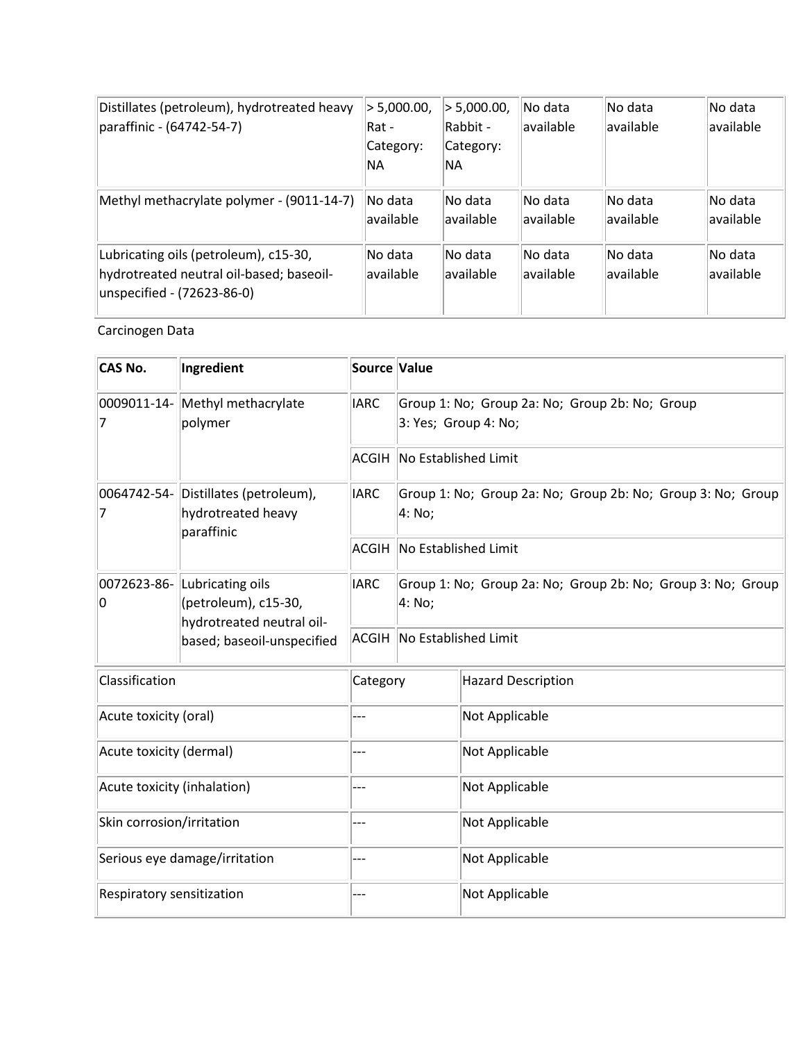| | | | | | |
|---|---|---|---|---|---|
| Distillates (petroleum), hydrotreated heavy paraffinic - (64742-54-7) | > 5,000.00, Rat - Category: NA | > 5,000.00, Rabbit - Category: NA | No data available | No data available | No data available |
| Methyl methacrylate polymer - (9011-14-7) | No data available | No data available | No data available | No data available | No data available |
| Lubricating oils (petroleum), c15-30, hydrotreated neutral oil-based; baseoil-unspecified - (72623-86-0) | No data available | No data available | No data available | No data available | No data available |

Carcinogen Data

| CAS No. | Ingredient | Source | Value |
|---|---|---|---|
| 0009011-14-7 | Methyl methacrylate polymer | IARC | Group 1: No; Group 2a: No; Group 2b: No; Group 3: Yes; Group 4: No; |
| | | ACGIH | No Established Limit |
| 0064742-54-7 | Distillates (petroleum), hydrotreated heavy paraffinic | IARC | Group 1: No; Group 2a: No; Group 2b: No; Group 3: No; Group 4: No; |
| | | ACGIH | No Established Limit |
| 0072623-86-0 | Lubricating oils (petroleum), c15-30, hydrotreated neutral oil-based; baseoil-unspecified | IARC | Group 1: No; Group 2a: No; Group 2b: No; Group 3: No; Group 4: No; |
| | | ACGIH | No Established Limit |

| Classification | Category | Hazard Description |
|---|---|---|
| Acute toxicity (oral) | --- | Not Applicable |
| Acute toxicity (dermal) | --- | Not Applicable |
| Acute toxicity (inhalation) | --- | Not Applicable |
| Skin corrosion/irritation | --- | Not Applicable |
| Serious eye damage/irritation | --- | Not Applicable |
| Respiratory sensitization | --- | Not Applicable |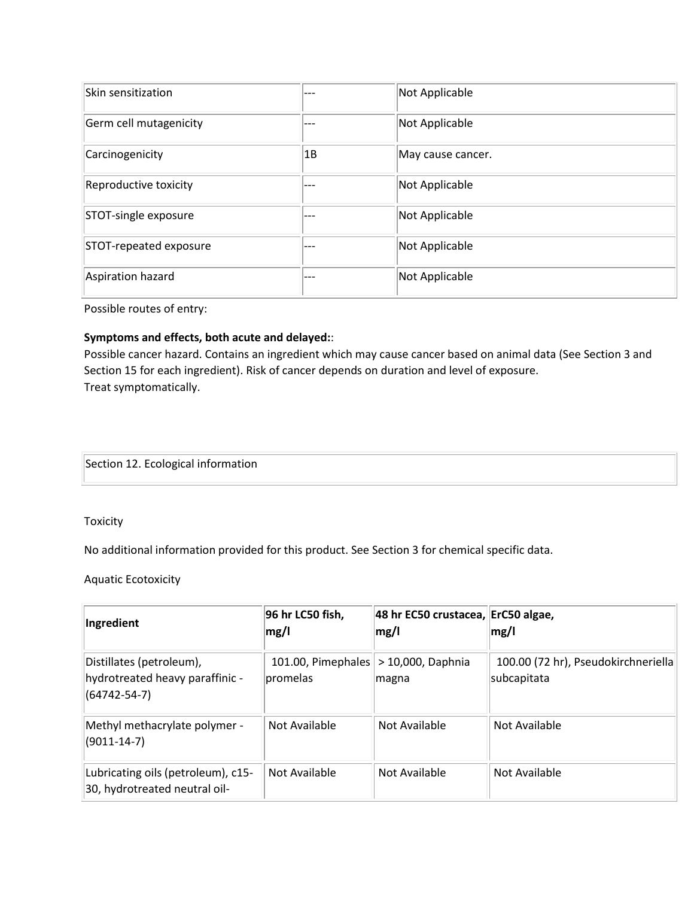| Skin sensitization | --- | Not Applicable |
| --- | --- | --- |
| Germ cell mutagenicity | --- | Not Applicable |
| Carcinogenicity | 1B | May cause cancer. |
| Reproductive toxicity | --- | Not Applicable |
| STOT-single exposure | --- | Not Applicable |
| STOT-repeated exposure | --- | Not Applicable |
| Aspiration hazard | --- | Not Applicable |

Possible routes of entry:

**Symptoms and effects, both acute and delayed:**:
Possible cancer hazard. Contains an ingredient which may cause cancer based on animal data (See Section 3 and Section 15 for each ingredient). Risk of cancer depends on duration and level of exposure.
Treat symptomatically.

## Section 12. Ecological information

Toxicity

No additional information provided for this product. See Section 3 for chemical specific data.

Aquatic Ecotoxicity

| Ingredient | 96 hr LC50 fish, mg/l | 48 hr EC50 crustacea, mg/l | ErC50 algae, mg/l |
| --- | --- | --- | --- |
| Distillates (petroleum), hydrotreated heavy paraffinic - (64742-54-7) | 101.00, Pimephales promelas | > 10,000, Daphnia magna | 100.00 (72 hr), Pseudokirchneriella subcapitata |
| Methyl methacrylate polymer - (9011-14-7) | Not Available | Not Available | Not Available |
| Lubricating oils (petroleum), c15-30, hydrotreated neutral oil- | Not Available | Not Available | Not Available |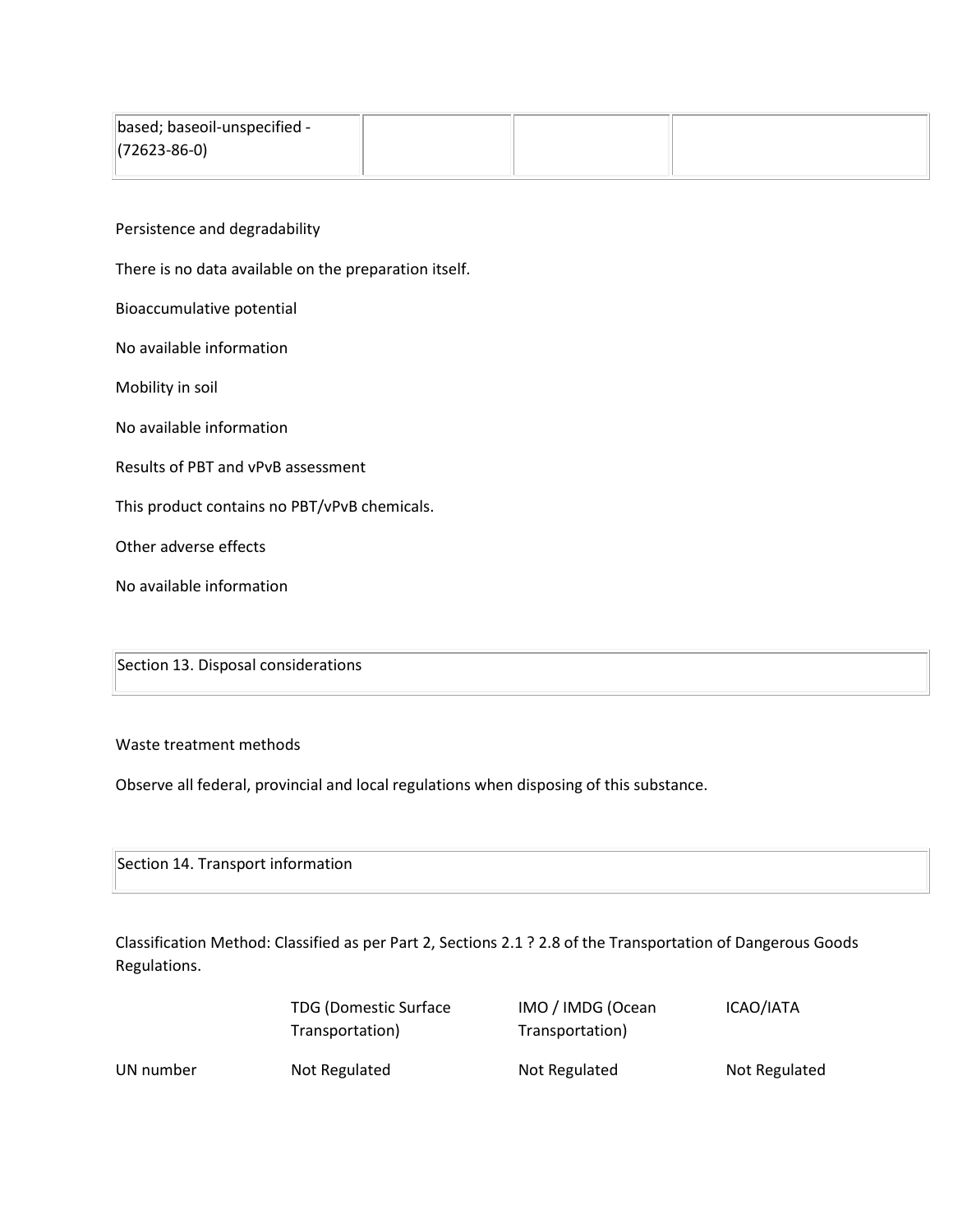| based; baseoil-unspecified - (72623-86-0) | | | |
|---|---|---|---|

Persistence and degradability

There is no data available on the preparation itself.

Bioaccumulative potential

No available information

Mobility in soil

No available information

Results of PBT and vPvB assessment

This product contains no PBT/vPvB chemicals.

Other adverse effects

No available information

## Section 13. Disposal considerations

Waste treatment methods

Observe all federal, provincial and local regulations when disposing of this substance.

## Section 14. Transport information

Classification Method: Classified as per Part 2, Sections 2.1 ? 2.8 of the Transportation of Dangerous Goods Regulations.

| | TDG (Domestic Surface Transportation) | IMO / IMDG (Ocean Transportation) | ICAO/IATA |
|---|---|---|---|
| UN number | Not Regulated | Not Regulated | Not Regulated |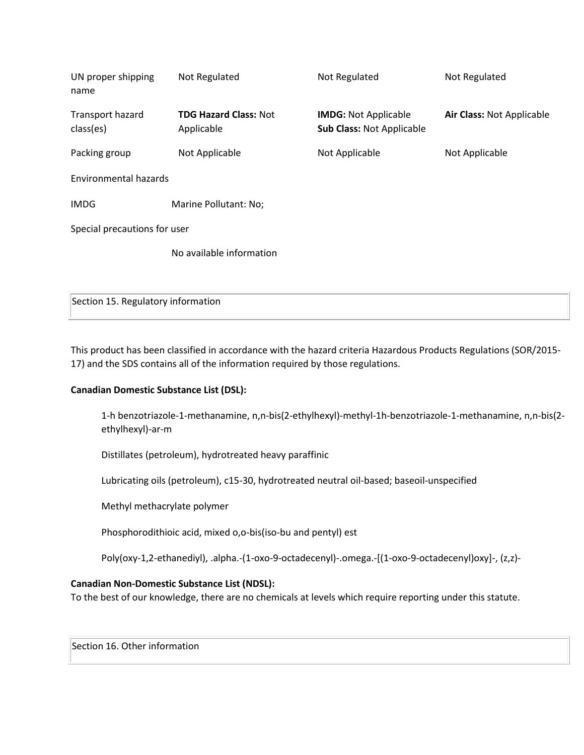| | | | |
|---|---|---|---|
| UN proper shipping name | Not Regulated | Not Regulated | Not Regulated |
| Transport hazard class(es) | **TDG Hazard Class:** Not Applicable | **IMDG:** Not Applicable **Sub Class:** Not Applicable | **Air Class:** Not Applicable |
| Packing group | Not Applicable | Not Applicable | Not Applicable |

Environmental hazards

IMDG Marine Pollutant: No;

Special precautions for user

No available information

## Section 15. Regulatory information

This product has been classified in accordance with the hazard criteria Hazardous Products Regulations (SOR/2015-17) and the SDS contains all of the information required by those regulations.

**Canadian Domestic Substance List (DSL):**

1-h benzotriazole-1-methanamine, n,n-bis(2-ethylhexyl)-methyl-1h-benzotriazole-1-methanamine, n,n-bis(2-ethylhexyl)-ar-m

Distillates (petroleum), hydrotreated heavy paraffinic

Lubricating oils (petroleum), c15-30, hydrotreated neutral oil-based; baseoil-unspecified

Methyl methacrylate polymer

Phosphorodithioic acid, mixed o,o-bis(iso-bu and pentyl) est

Poly(oxy-1,2-ethanediyl), .alpha.-(1-oxo-9-octadecenyl)-.omega.-[(1-oxo-9-octadecenyl)oxy]-, (z,z)-

**Canadian Non-Domestic Substance List (NDSL):**
To the best of our knowledge, there are no chemicals at levels which require reporting under this statute.

## Section 16. Other information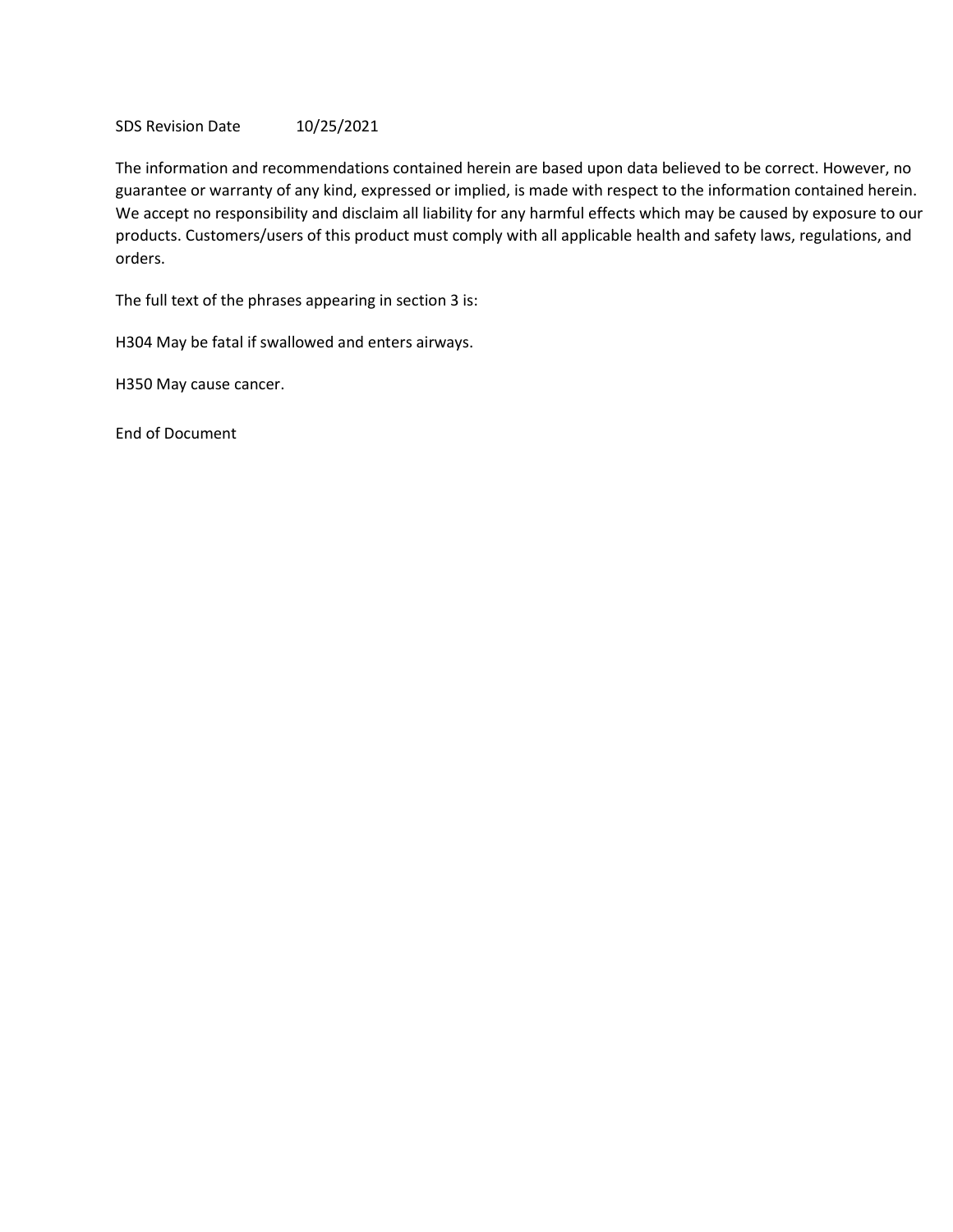SDS Revision Date 10/25/2021

The information and recommendations contained herein are based upon data believed to be correct. However, no guarantee or warranty of any kind, expressed or implied, is made with respect to the information contained herein. We accept no responsibility and disclaim all liability for any harmful effects which may be caused by exposure to our products. Customers/users of this product must comply with all applicable health and safety laws, regulations, and orders.

The full text of the phrases appearing in section 3 is:

H304 May be fatal if swallowed and enters airways.

H350 May cause cancer.

End of Document